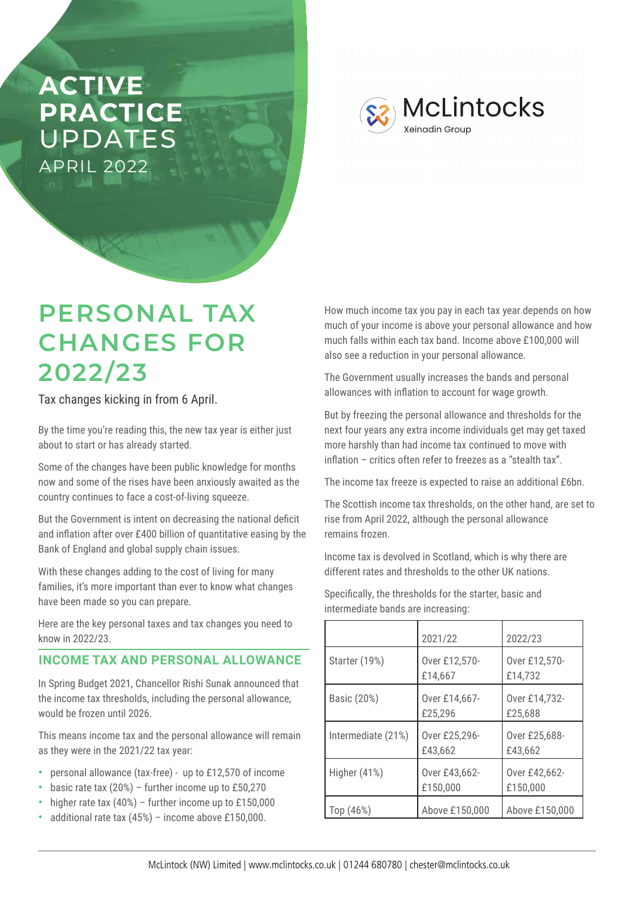# ACTIVE PRACTICE UPDATES

APRIL 2022

McLintocks

Xeinadin Group

# PERSONAL TAX CHANGES FOR 2022/23

Tax changes kicking in from 6 April.

By the time you're reading this, the new tax year is either just about to start or has already started.

Some of the changes have been public knowledge for months now and some of the rises have been anxiously awaited as the country continues to face a cost-of-living squeeze.

But the Government is intent on decreasing the national deficit and inflation after over £400 billion of quantitative easing by the Bank of England and global supply chain issues.

With these changes adding to the cost of living for many families, it's more important than ever to know what changes have been made so you can prepare.

Here are the key personal taxes and tax changes you need to know in 2022/23.

## INCOME TAX AND PERSONAL ALLOWANCE

In Spring Budget 2021, Chancellor Rishi Sunak announced that the income tax thresholds, including the personal allowance, would be frozen until 2026.

This means income tax and the personal allowance will remain as they were in the 2021/22 tax year:

- personal allowance (tax-free) - up to £12,570 of income
- basic rate tax (20%) – further income up to £50,270
- higher rate tax (40%) – further income up to £150,000
- additional rate tax (45%) – income above £150,000.

How much income tax you pay in each tax year depends on how much of your income is above your personal allowance and how much falls within each tax band. Income above £100,000 will also see a reduction in your personal allowance.

The Government usually increases the bands and personal allowances with inflation to account for wage growth.

But by freezing the personal allowance and thresholds for the next four years any extra income individuals get may get taxed more harshly than had income tax continued to move with inflation – critics often refer to freezes as a "stealth tax".

The income tax freeze is expected to raise an additional £6bn.

The Scottish income tax thresholds, on the other hand, are set to rise from April 2022, although the personal allowance remains frozen.

Income tax is devolved in Scotland, which is why there are different rates and thresholds to the other UK nations.

Specifically, the thresholds for the starter, basic and intermediate bands are increasing:

| | 2021/22 | 2022/23 |
|---|---|---|
| Starter (19%) | Over £12,570-£14,667 | Over £12,570-£14,732 |
| Basic (20%) | Over £14,667-£25,296 | Over £14,732-£25,688 |
| Intermediate (21%) | Over £25,296-£43,662 | Over £25,688-£43,662 |
| Higher (41%) | Over £43,662-£150,000 | Over £42,662-£150,000 |
| Top (46%) | Above £150,000 | Above £150,000 |

McLintock (NW) Limited | www.mclintocks.co.uk | 01244 680780 | chester@mclintocks.co.uk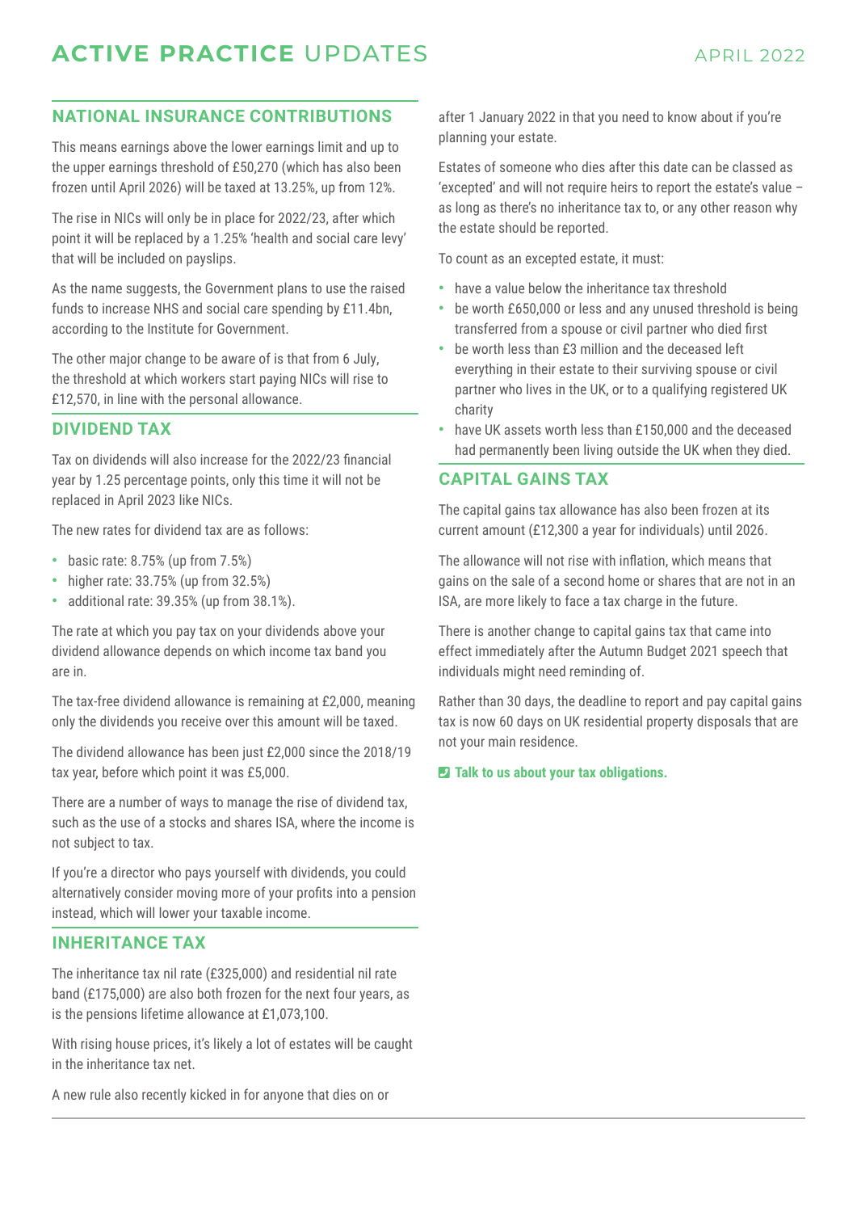## NATIONAL INSURANCE CONTRIBUTIONS

This means earnings above the lower earnings limit and up to the upper earnings threshold of £50,270 (which has also been frozen until April 2026) will be taxed at 13.25%, up from 12%.

The rise in NICs will only be in place for 2022/23, after which point it will be replaced by a 1.25% 'health and social care levy' that will be included on payslips.

As the name suggests, the Government plans to use the raised funds to increase NHS and social care spending by £11.4bn, according to the Institute for Government.

The other major change to be aware of is that from 6 July, the threshold at which workers start paying NICs will rise to £12,570, in line with the personal allowance.

## DIVIDEND TAX

Tax on dividends will also increase for the 2022/23 financial year by 1.25 percentage points, only this time it will not be replaced in April 2023 like NICs.

The new rates for dividend tax are as follows:

- basic rate: 8.75% (up from 7.5%)
- higher rate: 33.75% (up from 32.5%)
- additional rate: 39.35% (up from 38.1%).

The rate at which you pay tax on your dividends above your dividend allowance depends on which income tax band you are in.

The tax-free dividend allowance is remaining at £2,000, meaning only the dividends you receive over this amount will be taxed.

The dividend allowance has been just £2,000 since the 2018/19 tax year, before which point it was £5,000.

There are a number of ways to manage the rise of dividend tax, such as the use of a stocks and shares ISA, where the income is not subject to tax.

If you're a director who pays yourself with dividends, you could alternatively consider moving more of your profits into a pension instead, which will lower your taxable income.

## INHERITANCE TAX

The inheritance tax nil rate (£325,000) and residential nil rate band (£175,000) are also both frozen for the next four years, as is the pensions lifetime allowance at £1,073,100.

With rising house prices, it's likely a lot of estates will be caught in the inheritance tax net.

A new rule also recently kicked in for anyone that dies on or after 1 January 2022 in that you need to know about if you're planning your estate.

Estates of someone who dies after this date can be classed as 'excepted' and will not require heirs to report the estate's value – as long as there's no inheritance tax to, or any other reason why the estate should be reported.

To count as an excepted estate, it must:

- have a value below the inheritance tax threshold
- be worth £650,000 or less and any unused threshold is being transferred from a spouse or civil partner who died first
- be worth less than £3 million and the deceased left everything in their estate to their surviving spouse or civil partner who lives in the UK, or to a qualifying registered UK charity
- have UK assets worth less than £150,000 and the deceased had permanently been living outside the UK when they died.

## CAPITAL GAINS TAX

The capital gains tax allowance has also been frozen at its current amount (£12,300 a year for individuals) until 2026.

The allowance will not rise with inflation, which means that gains on the sale of a second home or shares that are not in an ISA, are more likely to face a tax charge in the future.

There is another change to capital gains tax that came into effect immediately after the Autumn Budget 2021 speech that individuals might need reminding of.

Rather than 30 days, the deadline to report and pay capital gains tax is now 60 days on UK residential property disposals that are not your main residence.

**Talk to us about your tax obligations.**